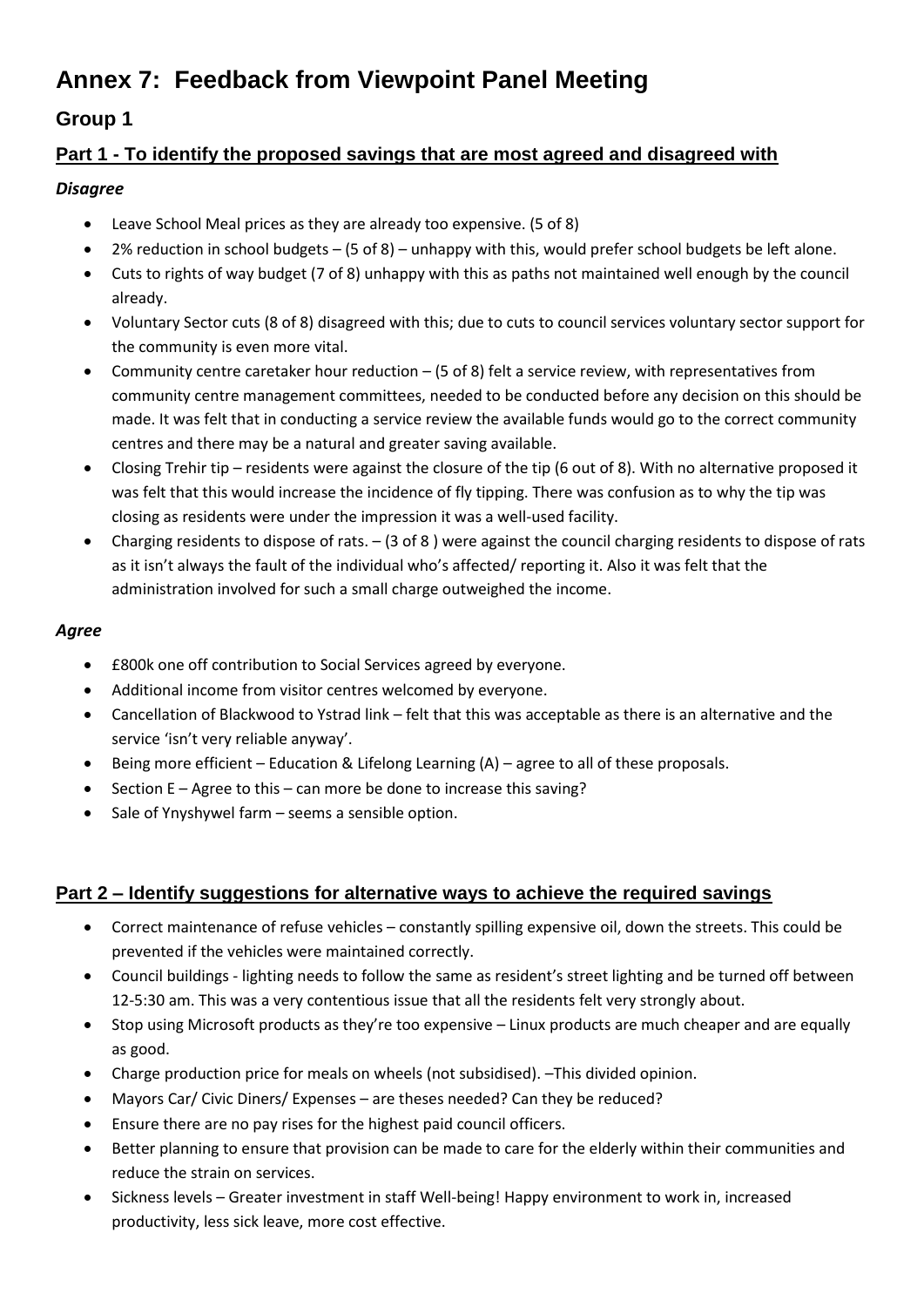# Annex 7: Feedback from Viewpoint Panel Meeting

## Group 1

### <u>Part 1 - To identify the proposed savings that are most agreed and disagreed with</u>

***Disagree***

- Leave School Meal prices as they are already too expensive. (5 of 8)
- 2% reduction in school budgets – (5 of 8) – unhappy with this, would prefer school budgets be left alone.
- Cuts to rights of way budget (7 of 8) unhappy with this as paths not maintained well enough by the council already.
- Voluntary Sector cuts (8 of 8) disagreed with this; due to cuts to council services voluntary sector support for the community is even more vital.
- Community centre caretaker hour reduction – (5 of 8) felt a service review, with representatives from community centre management committees, needed to be conducted before any decision on this should be made. It was felt that in conducting a service review the available funds would go to the correct community centres and there may be a natural and greater saving available.
- Closing Trehir tip – residents were against the closure of the tip (6 out of 8). With no alternative proposed it was felt that this would increase the incidence of fly tipping. There was confusion as to why the tip was closing as residents were under the impression it was a well-used facility.
- Charging residents to dispose of rats. – (3 of 8 ) were against the council charging residents to dispose of rats as it isn't always the fault of the individual who's affected/ reporting it. Also it was felt that the administration involved for such a small charge outweighed the income.

***Agree***

- £800k one off contribution to Social Services agreed by everyone.
- Additional income from visitor centres welcomed by everyone.
- Cancellation of Blackwood to Ystrad link – felt that this was acceptable as there is an alternative and the service 'isn't very reliable anyway'.
- Being more efficient – Education & Lifelong Learning (A) – agree to all of these proposals.
- Section E – Agree to this – can more be done to increase this saving?
- Sale of Ynyshywel farm – seems a sensible option.

### <u>Part 2 – Identify suggestions for alternative ways to achieve the required savings</u>

- Correct maintenance of refuse vehicles – constantly spilling expensive oil, down the streets. This could be prevented if the vehicles were maintained correctly.
- Council buildings - lighting needs to follow the same as resident's street lighting and be turned off between 12-5:30 am. This was a very contentious issue that all the residents felt very strongly about.
- Stop using Microsoft products as they're too expensive – Linux products are much cheaper and are equally as good.
- Charge production price for meals on wheels (not subsidised). –This divided opinion.
- Mayors Car/ Civic Diners/ Expenses – are theses needed? Can they be reduced?
- Ensure there are no pay rises for the highest paid council officers.
- Better planning to ensure that provision can be made to care for the elderly within their communities and reduce the strain on services.
- Sickness levels – Greater investment in staff Well-being! Happy environment to work in, increased productivity, less sick leave, more cost effective.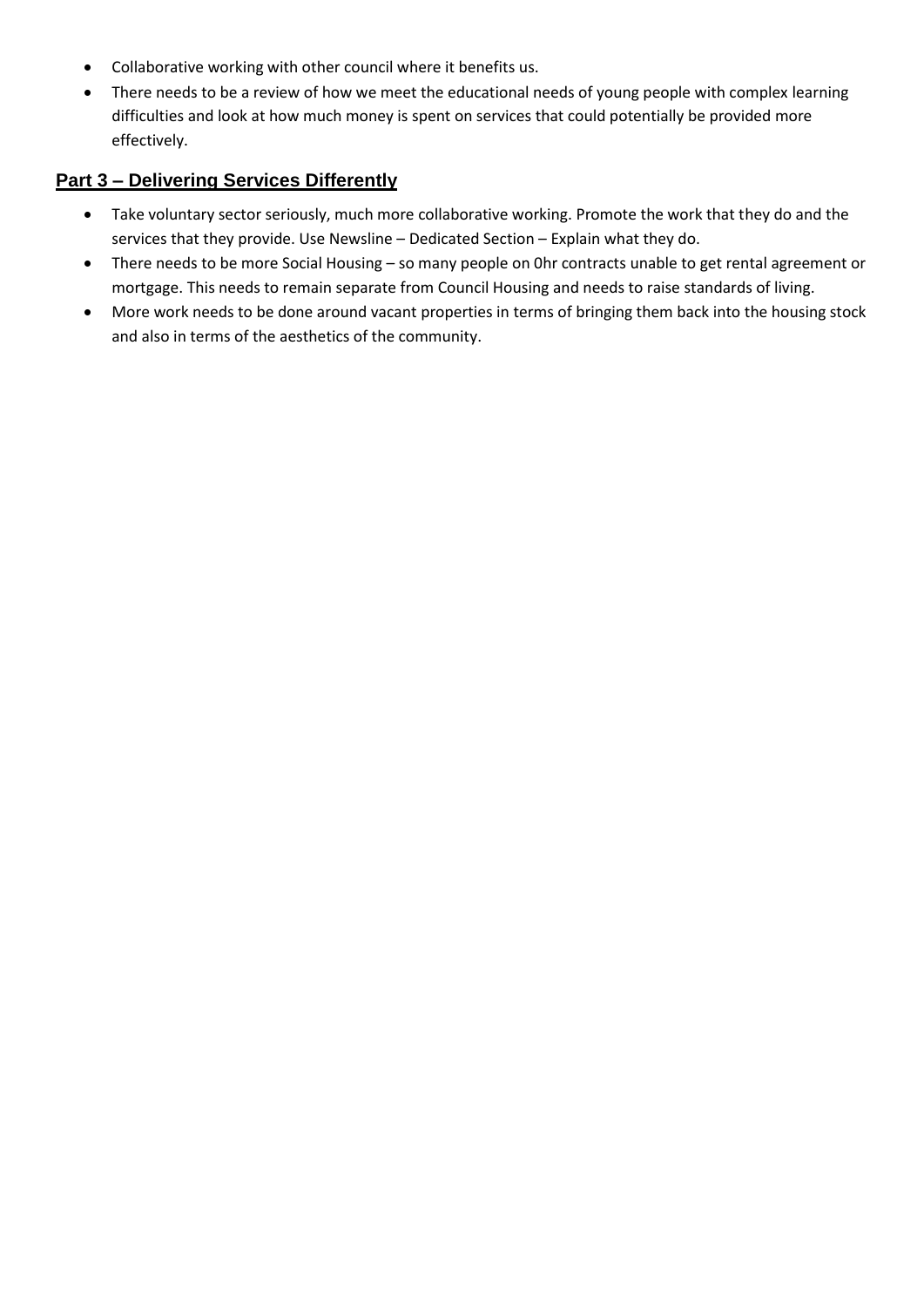- Collaborative working with other council where it benefits us.
- There needs to be a review of how we meet the educational needs of young people with complex learning difficulties and look at how much money is spent on services that could potentially be provided more effectively.

## Part 3 – Delivering Services Differently

- Take voluntary sector seriously, much more collaborative working. Promote the work that they do and the services that they provide. Use Newsline – Dedicated Section – Explain what they do.
- There needs to be more Social Housing – so many people on 0hr contracts unable to get rental agreement or mortgage. This needs to remain separate from Council Housing and needs to raise standards of living.
- More work needs to be done around vacant properties in terms of bringing them back into the housing stock and also in terms of the aesthetics of the community.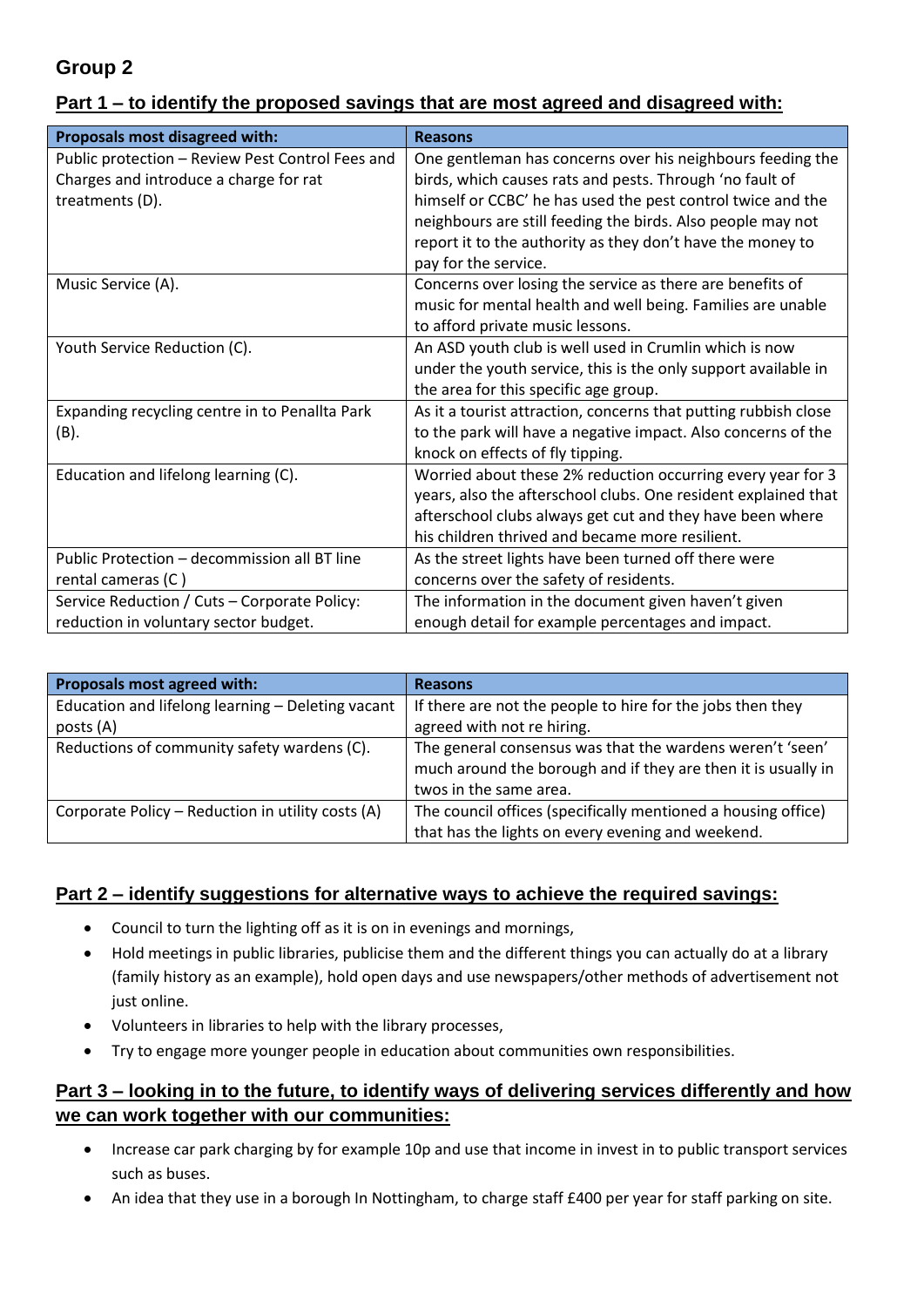## Group 2

### Part 1 – to identify the proposed savings that are most agreed and disagreed with:

| Proposals most disagreed with: | Reasons |
|---|---|
| Public protection – Review Pest Control Fees and Charges and introduce a charge for rat treatments (D). | One gentleman has concerns over his neighbours feeding the birds, which causes rats and pests. Through 'no fault of himself or CCBC' he has used the pest control twice and the neighbours are still feeding the birds. Also people may not report it to the authority as they don't have the money to pay for the service. |
| Music Service (A). | Concerns over losing the service as there are benefits of music for mental health and well being. Families are unable to afford private music lessons. |
| Youth Service Reduction (C). | An ASD youth club is well used in Crumlin which is now under the youth service, this is the only support available in the area for this specific age group. |
| Expanding recycling centre in to Penallta Park (B). | As it a tourist attraction, concerns that putting rubbish close to the park will have a negative impact. Also concerns of the knock on effects of fly tipping. |
| Education and lifelong learning (C). | Worried about these 2% reduction occurring every year for 3 years, also the afterschool clubs. One resident explained that afterschool clubs always get cut and they have been where his children thrived and became more resilient. |
| Public Protection – decommission all BT line rental cameras (C ) | As the street lights have been turned off there were concerns over the safety of residents. |
| Service Reduction / Cuts – Corporate Policy: reduction in voluntary sector budget. | The information in the document given haven't given enough detail for example percentages and impact. |

| Proposals most agreed with: | Reasons |
|---|---|
| Education and lifelong learning – Deleting vacant posts (A) | If there are not the people to hire for the jobs then they agreed with not re hiring. |
| Reductions of community safety wardens (C). | The general consensus was that the wardens weren't 'seen' much around the borough and if they are then it is usually in twos in the same area. |
| Corporate Policy – Reduction in utility costs (A) | The council offices (specifically mentioned a housing office) that has the lights on every evening and weekend. |

### Part 2 – identify suggestions for alternative ways to achieve the required savings:

- Council to turn the lighting off as it is on in evenings and mornings,
- Hold meetings in public libraries, publicise them and the different things you can actually do at a library (family history as an example), hold open days and use newspapers/other methods of advertisement not just online.
- Volunteers in libraries to help with the library processes,
- Try to engage more younger people in education about communities own responsibilities.

### Part 3 – looking in to the future, to identify ways of delivering services differently and how we can work together with our communities:

- Increase car park charging by for example 10p and use that income in invest in to public transport services such as buses.
- An idea that they use in a borough In Nottingham, to charge staff £400 per year for staff parking on site.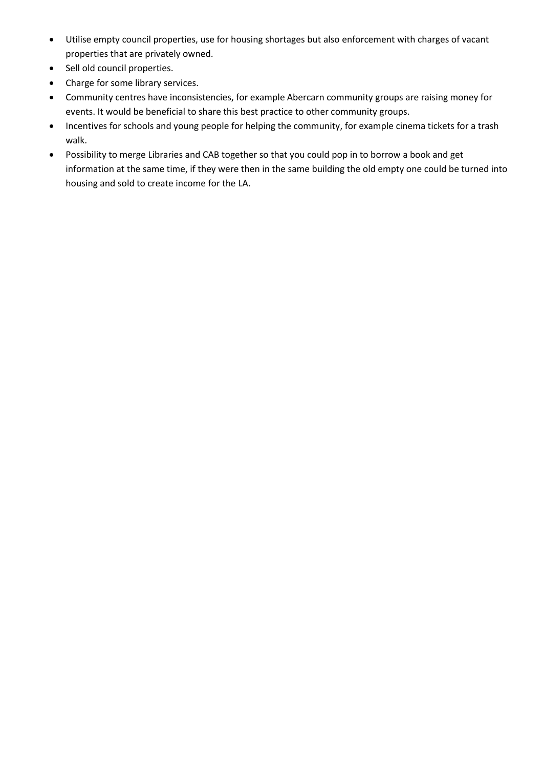- Utilise empty council properties, use for housing shortages but also enforcement with charges of vacant properties that are privately owned.
- Sell old council properties.
- Charge for some library services.
- Community centres have inconsistencies, for example Abercarn community groups are raising money for events. It would be beneficial to share this best practice to other community groups.
- Incentives for schools and young people for helping the community, for example cinema tickets for a trash walk.
- Possibility to merge Libraries and CAB together so that you could pop in to borrow a book and get information at the same time, if they were then in the same building the old empty one could be turned into housing and sold to create income for the LA.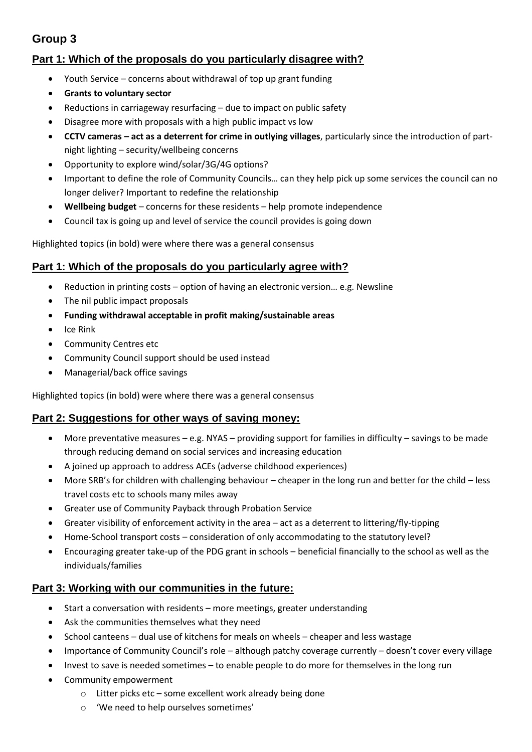# Group 3

## Part 1: Which of the proposals do you particularly disagree with?

- Youth Service – concerns about withdrawal of top up grant funding
- **Grants to voluntary sector**
- Reductions in carriageway resurfacing – due to impact on public safety
- Disagree more with proposals with a high public impact vs low
- **CCTV cameras – act as a deterrent for crime in outlying villages**, particularly since the introduction of part-night lighting – security/wellbeing concerns
- Opportunity to explore wind/solar/3G/4G options?
- Important to define the role of Community Councils… can they help pick up some services the council can no longer deliver? Important to redefine the relationship
- **Wellbeing budget** – concerns for these residents – help promote independence
- Council tax is going up and level of service the council provides is going down

Highlighted topics (in bold) were where there was a general consensus

## Part 1: Which of the proposals do you particularly agree with?

- Reduction in printing costs – option of having an electronic version… e.g. Newsline
- The nil public impact proposals
- **Funding withdrawal acceptable in profit making/sustainable areas**
- Ice Rink
- Community Centres etc
- Community Council support should be used instead
- Managerial/back office savings

Highlighted topics (in bold) were where there was a general consensus

## Part 2: Suggestions for other ways of saving money:

- More preventative measures – e.g. NYAS – providing support for families in difficulty – savings to be made through reducing demand on social services and increasing education
- A joined up approach to address ACEs (adverse childhood experiences)
- More SRB's for children with challenging behaviour – cheaper in the long run and better for the child – less travel costs etc to schools many miles away
- Greater use of Community Payback through Probation Service
- Greater visibility of enforcement activity in the area – act as a deterrent to littering/fly-tipping
- Home-School transport costs – consideration of only accommodating to the statutory level?
- Encouraging greater take-up of the PDG grant in schools – beneficial financially to the school as well as the individuals/families

## Part 3: Working with our communities in the future:

- Start a conversation with residents – more meetings, greater understanding
- Ask the communities themselves what they need
- School canteens – dual use of kitchens for meals on wheels – cheaper and less wastage
- Importance of Community Council's role – although patchy coverage currently – doesn't cover every village
- Invest to save is needed sometimes – to enable people to do more for themselves in the long run
- Community empowerment
    - Litter picks etc – some excellent work already being done
    - 'We need to help ourselves sometimes'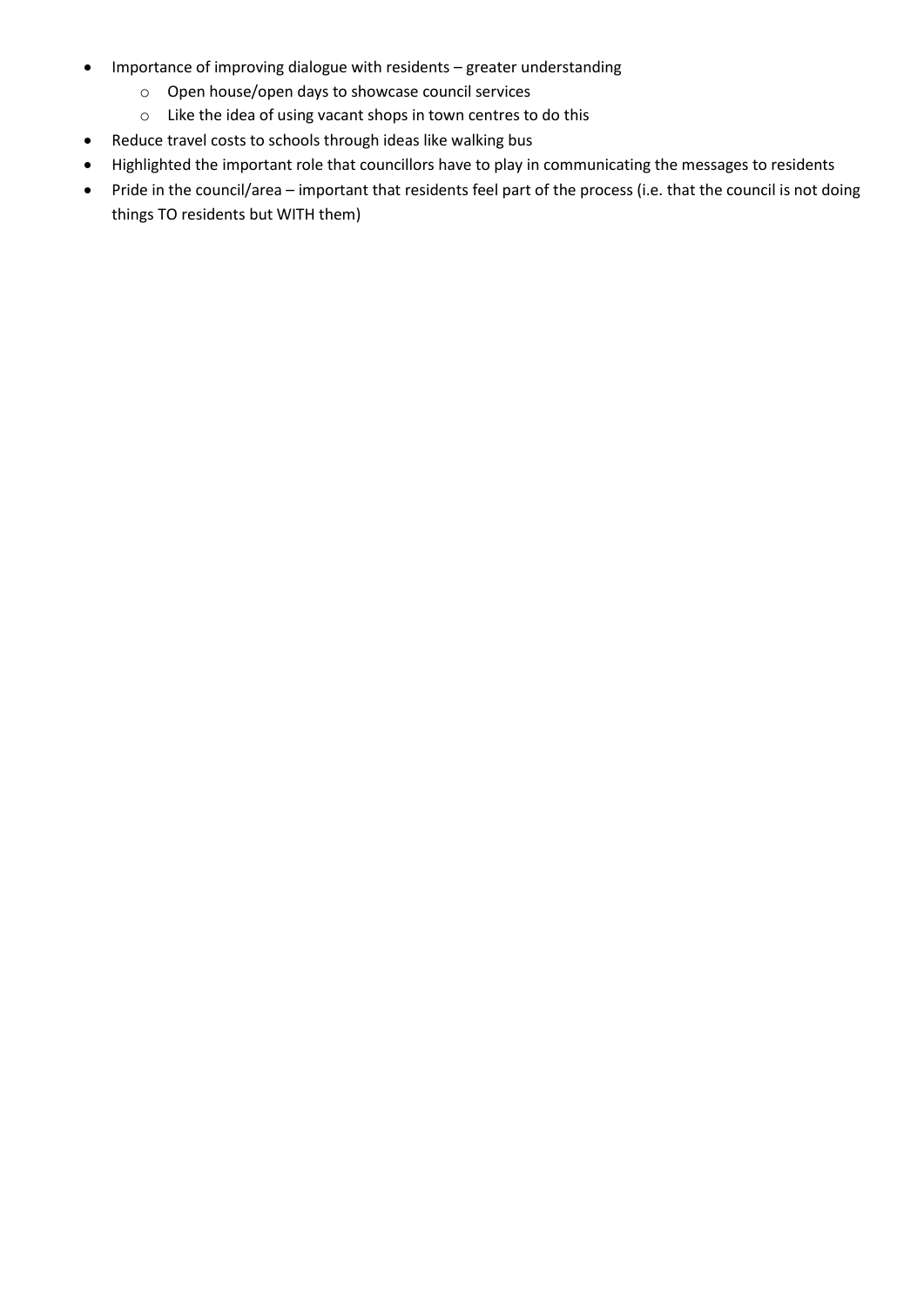- Importance of improving dialogue with residents – greater understanding
    - Open house/open days to showcase council services
    - Like the idea of using vacant shops in town centres to do this
- Reduce travel costs to schools through ideas like walking bus
- Highlighted the important role that councillors have to play in communicating the messages to residents
- Pride in the council/area – important that residents feel part of the process (i.e. that the council is not doing things TO residents but WITH them)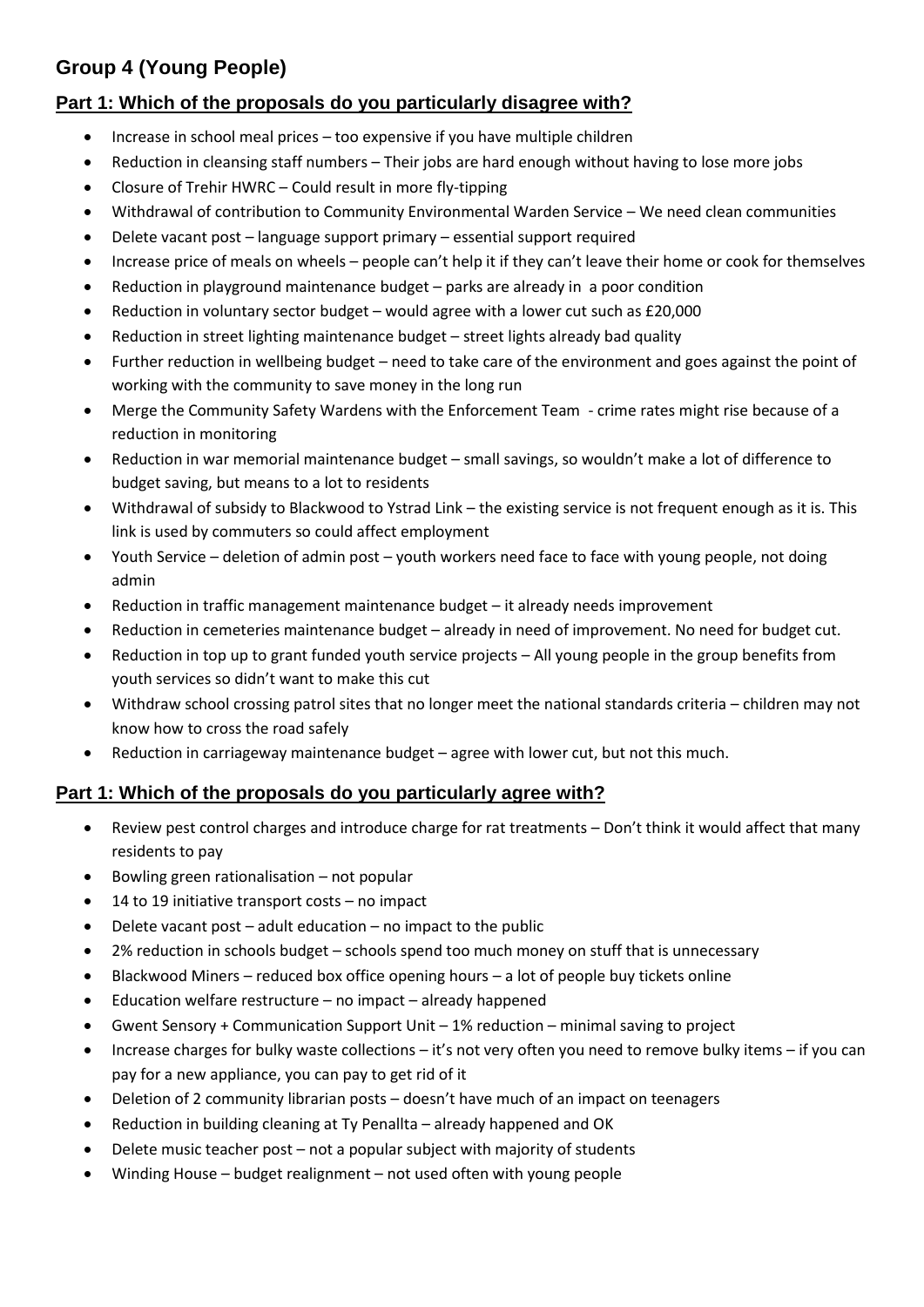## Group 4 (Young People)

### Part 1: Which of the proposals do you particularly disagree with?

- Increase in school meal prices – too expensive if you have multiple children
- Reduction in cleansing staff numbers – Their jobs are hard enough without having to lose more jobs
- Closure of Trehir HWRC – Could result in more fly-tipping
- Withdrawal of contribution to Community Environmental Warden Service – We need clean communities
- Delete vacant post – language support primary – essential support required
- Increase price of meals on wheels – people can't help it if they can't leave their home or cook for themselves
- Reduction in playground maintenance budget – parks are already in a poor condition
- Reduction in voluntary sector budget – would agree with a lower cut such as £20,000
- Reduction in street lighting maintenance budget – street lights already bad quality
- Further reduction in wellbeing budget – need to take care of the environment and goes against the point of working with the community to save money in the long run
- Merge the Community Safety Wardens with the Enforcement Team - crime rates might rise because of a reduction in monitoring
- Reduction in war memorial maintenance budget – small savings, so wouldn't make a lot of difference to budget saving, but means to a lot to residents
- Withdrawal of subsidy to Blackwood to Ystrad Link – the existing service is not frequent enough as it is. This link is used by commuters so could affect employment
- Youth Service – deletion of admin post – youth workers need face to face with young people, not doing admin
- Reduction in traffic management maintenance budget – it already needs improvement
- Reduction in cemeteries maintenance budget – already in need of improvement. No need for budget cut.
- Reduction in top up to grant funded youth service projects – All young people in the group benefits from youth services so didn't want to make this cut
- Withdraw school crossing patrol sites that no longer meet the national standards criteria – children may not know how to cross the road safely
- Reduction in carriageway maintenance budget – agree with lower cut, but not this much.

### Part 1: Which of the proposals do you particularly agree with?

- Review pest control charges and introduce charge for rat treatments – Don't think it would affect that many residents to pay
- Bowling green rationalisation – not popular
- 14 to 19 initiative transport costs – no impact
- Delete vacant post – adult education – no impact to the public
- 2% reduction in schools budget – schools spend too much money on stuff that is unnecessary
- Blackwood Miners – reduced box office opening hours – a lot of people buy tickets online
- Education welfare restructure – no impact – already happened
- Gwent Sensory + Communication Support Unit – 1% reduction – minimal saving to project
- Increase charges for bulky waste collections – it's not very often you need to remove bulky items – if you can pay for a new appliance, you can pay to get rid of it
- Deletion of 2 community librarian posts – doesn't have much of an impact on teenagers
- Reduction in building cleaning at Ty Penallta – already happened and OK
- Delete music teacher post – not a popular subject with majority of students
- Winding House – budget realignment – not used often with young people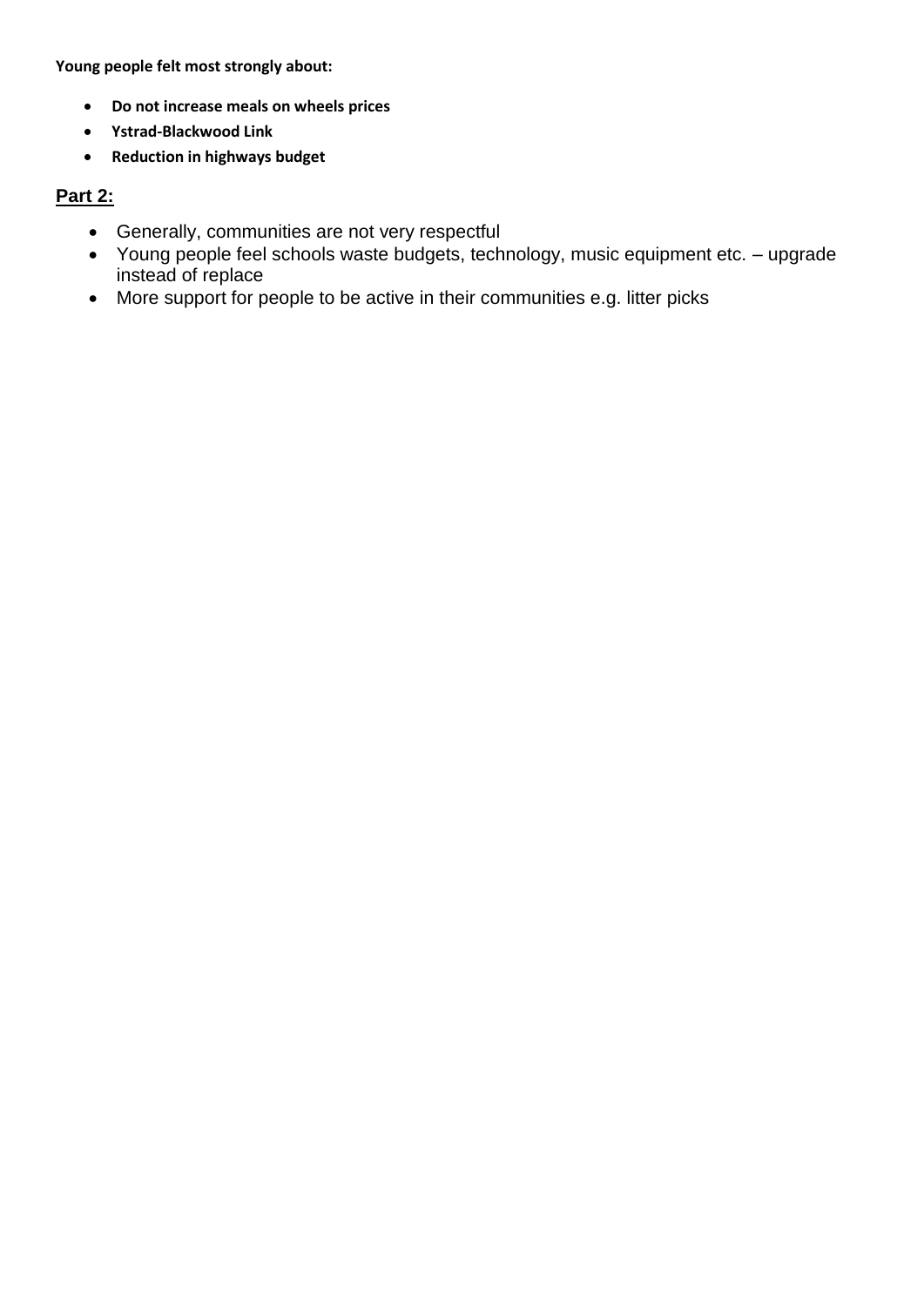**Young people felt most strongly about:**

- **Do not increase meals on wheels prices**
- **Ystrad-Blackwood Link**
- **Reduction in highways budget**

## **Part 2:**

- Generally, communities are not very respectful
- Young people feel schools waste budgets, technology, music equipment etc. – upgrade instead of replace
- More support for people to be active in their communities e.g. litter picks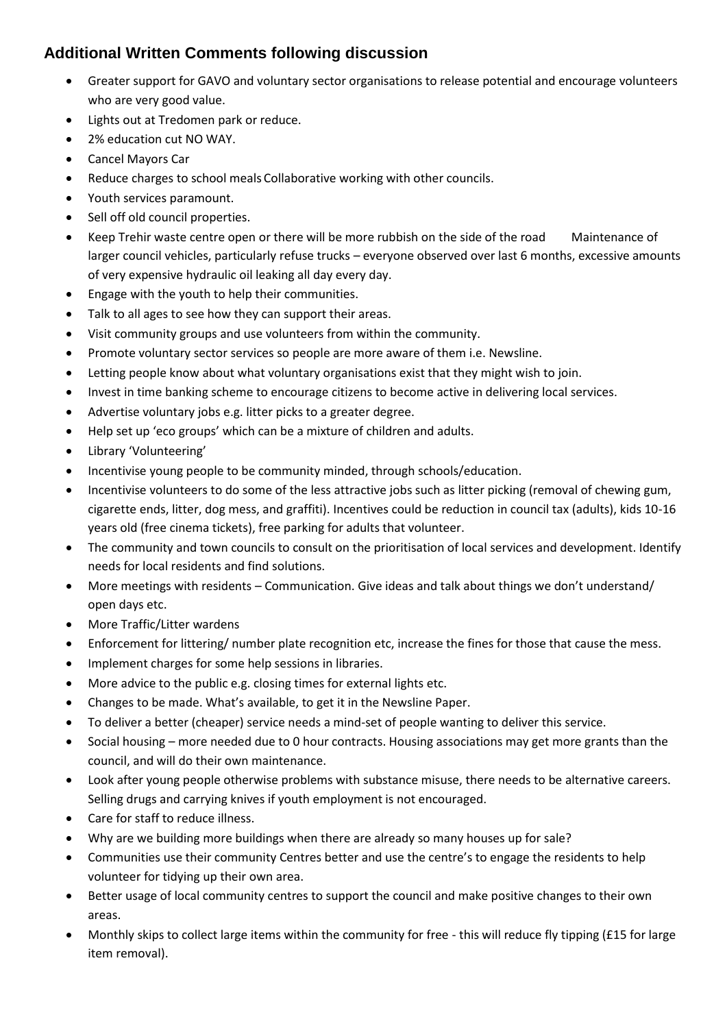## Additional Written Comments following discussion

- Greater support for GAVO and voluntary sector organisations to release potential and encourage volunteers who are very good value.
- Lights out at Tredomen park or reduce.
- 2% education cut NO WAY.
- Cancel Mayors Car
- Reduce charges to school meals Collaborative working with other councils.
- Youth services paramount.
- Sell off old council properties.
- Keep Trehir waste centre open or there will be more rubbish on the side of the road Maintenance of larger council vehicles, particularly refuse trucks – everyone observed over last 6 months, excessive amounts of very expensive hydraulic oil leaking all day every day.
- Engage with the youth to help their communities.
- Talk to all ages to see how they can support their areas.
- Visit community groups and use volunteers from within the community.
- Promote voluntary sector services so people are more aware of them i.e. Newsline.
- Letting people know about what voluntary organisations exist that they might wish to join.
- Invest in time banking scheme to encourage citizens to become active in delivering local services.
- Advertise voluntary jobs e.g. litter picks to a greater degree.
- Help set up 'eco groups' which can be a mixture of children and adults.
- Library 'Volunteering'
- Incentivise young people to be community minded, through schools/education.
- Incentivise volunteers to do some of the less attractive jobs such as litter picking (removal of chewing gum, cigarette ends, litter, dog mess, and graffiti). Incentives could be reduction in council tax (adults), kids 10-16 years old (free cinema tickets), free parking for adults that volunteer.
- The community and town councils to consult on the prioritisation of local services and development. Identify needs for local residents and find solutions.
- More meetings with residents – Communication. Give ideas and talk about things we don't understand/ open days etc.
- More Traffic/Litter wardens
- Enforcement for littering/ number plate recognition etc, increase the fines for those that cause the mess.
- Implement charges for some help sessions in libraries.
- More advice to the public e.g. closing times for external lights etc.
- Changes to be made. What's available, to get it in the Newsline Paper.
- To deliver a better (cheaper) service needs a mind-set of people wanting to deliver this service.
- Social housing – more needed due to 0 hour contracts. Housing associations may get more grants than the council, and will do their own maintenance.
- Look after young people otherwise problems with substance misuse, there needs to be alternative careers. Selling drugs and carrying knives if youth employment is not encouraged.
- Care for staff to reduce illness.
- Why are we building more buildings when there are already so many houses up for sale?
- Communities use their community Centres better and use the centre's to engage the residents to help volunteer for tidying up their own area.
- Better usage of local community centres to support the council and make positive changes to their own areas.
- Monthly skips to collect large items within the community for free - this will reduce fly tipping (£15 for large item removal).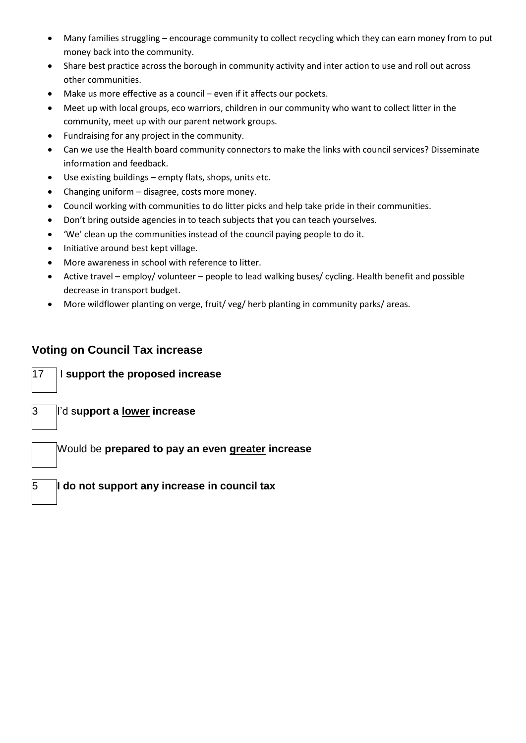- Many families struggling – encourage community to collect recycling which they can earn money from to put money back into the community.
- Share best practice across the borough in community activity and inter action to use and roll out across other communities.
- Make us more effective as a council – even if it affects our pockets.
- Meet up with local groups, eco warriors, children in our community who want to collect litter in the community, meet up with our parent network groups.
- Fundraising for any project in the community.
- Can we use the Health board community connectors to make the links with council services? Disseminate information and feedback.
- Use existing buildings – empty flats, shops, units etc.
- Changing uniform – disagree, costs more money.
- Council working with communities to do litter picks and help take pride in their communities.
- Don't bring outside agencies in to teach subjects that you can teach yourselves.
- 'We' clean up the communities instead of the council paying people to do it.
- Initiative around best kept village.
- More awareness in school with reference to litter.
- Active travel – employ/ volunteer – people to lead walking buses/ cycling. Health benefit and possible decrease in transport budget.
- More wildflower planting on verge, fruit/ veg/ herb planting in community parks/ areas.

## Voting on Council Tax increase

| | |
|---|---|
| 17 | I **support the proposed increase** |
| 3 | I'd s**upport a <u>lower</u> increase** |
| | Would be **prepared to pay an even <u>greater</u> increase** |
| 5 | **I do not support any increase in council tax** |